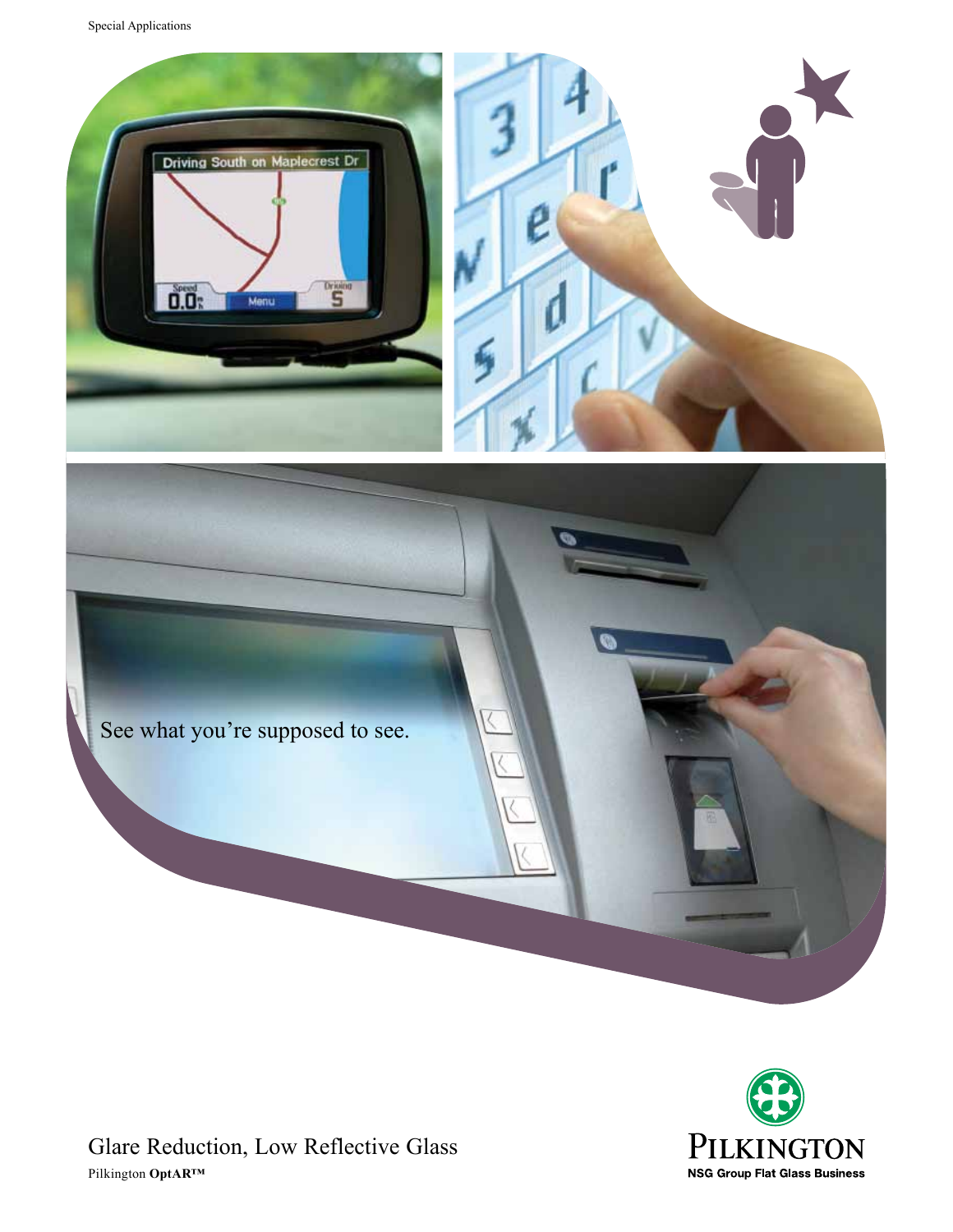Special Applications

See what you're supposed to see.

# Glare Reduction, Low Reflective Glass

Pilkington **OptAR™**

PILKINGTON
NSG Group Flat Glass Business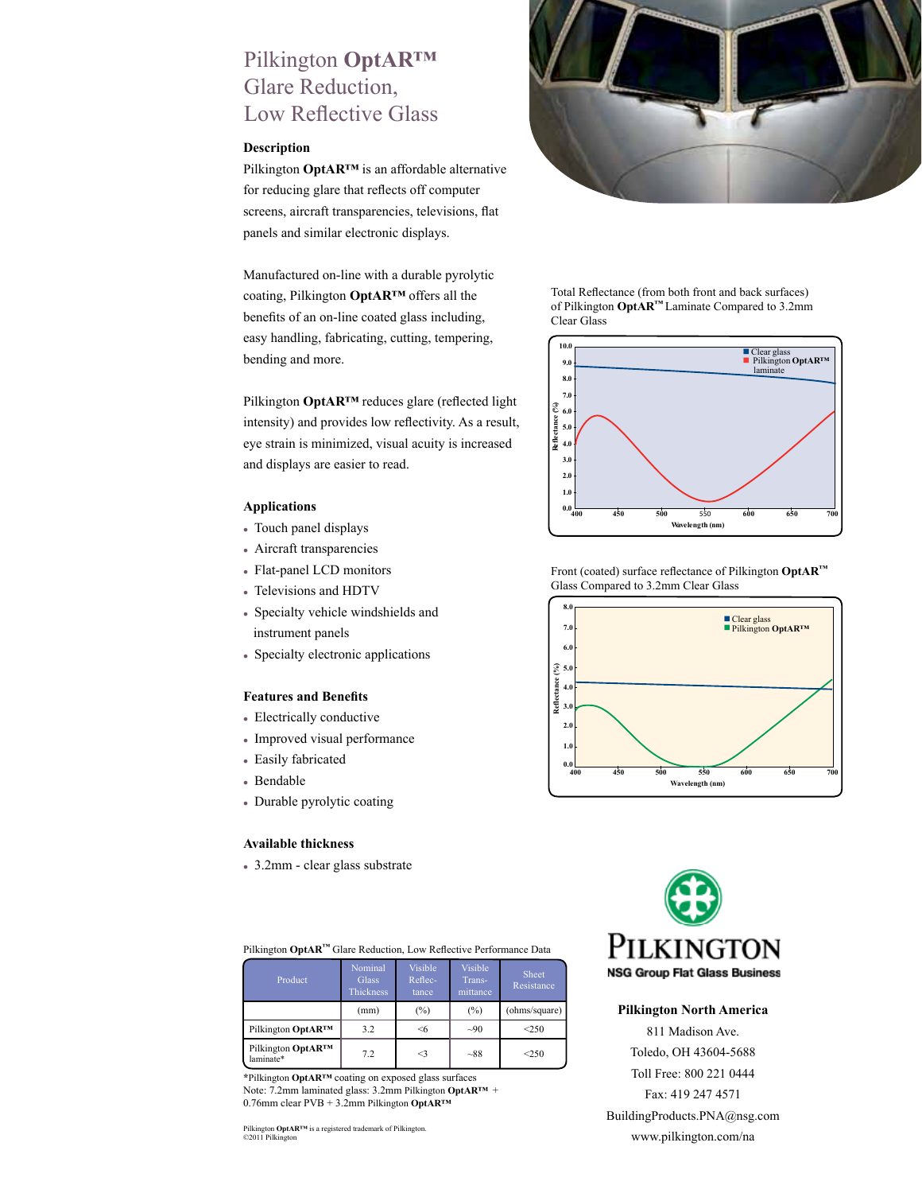# Pilkington **OptAR™** Glare Reduction, Low Reflective Glass

### Description

Pilkington **OptAR™** is an affordable alternative for reducing glare that reflects off computer screens, aircraft transparencies, televisions, flat panels and similar electronic displays.

Manufactured on-line with a durable pyrolytic coating, Pilkington **OptAR™** offers all the benefits of an on-line coated glass including, easy handling, fabricating, cutting, tempering, bending and more.

Pilkington **OptAR™** reduces glare (reflected light intensity) and provides low reflectivity. As a result, eye strain is minimized, visual acuity is increased and displays are easier to read.

### Applications

- Touch panel displays
- Aircraft transparencies
- Flat-panel LCD monitors
- Televisions and HDTV
- Specialty vehicle windshields and instrument panels
- Specialty electronic applications

### Features and Benefits

- Electrically conductive
- Improved visual performance
- Easily fabricated
- Bendable
- Durable pyrolytic coating

### Available thickness

- 3.2mm - clear glass substrate

Total Reflectance (from both front and back surfaces) of Pilkington **OptAR™** Laminate Compared to 3.2mm Clear Glass

Clear glass
Pilkington **OptAR™** laminate
Reflectance (%)
10.0
9.0
8.0
7.0
6.0
5.0
4.0
3.0
2.0
1.0
0.0
400 450 500 550 600 650 700
Wavelength (nm)

Front (coated) surface reflectance of Pilkington **OptAR™** Glass Compared to 3.2mm Clear Glass

Clear glass
Pilkington **OptAR™**
Reflectance (%)
8.0
7.0
6.0
5.0
4.0
3.0
2.0
1.0
0.0
400 450 500 550 600 650 700
Wavelength (nm)

Pilkington **OptAR™** Glare Reduction, Low Reflective Performance Data

| Product | Nominal Glass Thickness | Visible Reflectance | Visible Transmittance | Sheet Resistance |
|---|---|---|---|---|
| | (mm) | (%) | (%) | (ohms/square) |
| Pilkington **OptAR™** | 3.2 | <6 | ~90 | <250 |
| Pilkington **OptAR™** laminate* | 7.2 | <3 | ~88 | <250 |

*Pilkington **OptAR™** coating on exposed glass surfaces
Note: 7.2mm laminated glass: 3.2mm Pilkington **OptAR™** + 0.76mm clear PVB + 3.2mm Pilkington **OptAR™**

Pilkington **OptAR™** is a registered trademark of Pilkington.
©2011 Pilkington

**PILKINGTON**
**NSG Group Flat Glass Business**

**Pilkington North America**
811 Madison Ave.
Toledo, OH 43604-5688
Toll Free: 800 221 0444
Fax: 419 247 4571
BuildingProducts.PNA@nsg.com
www.pilkington.com/na